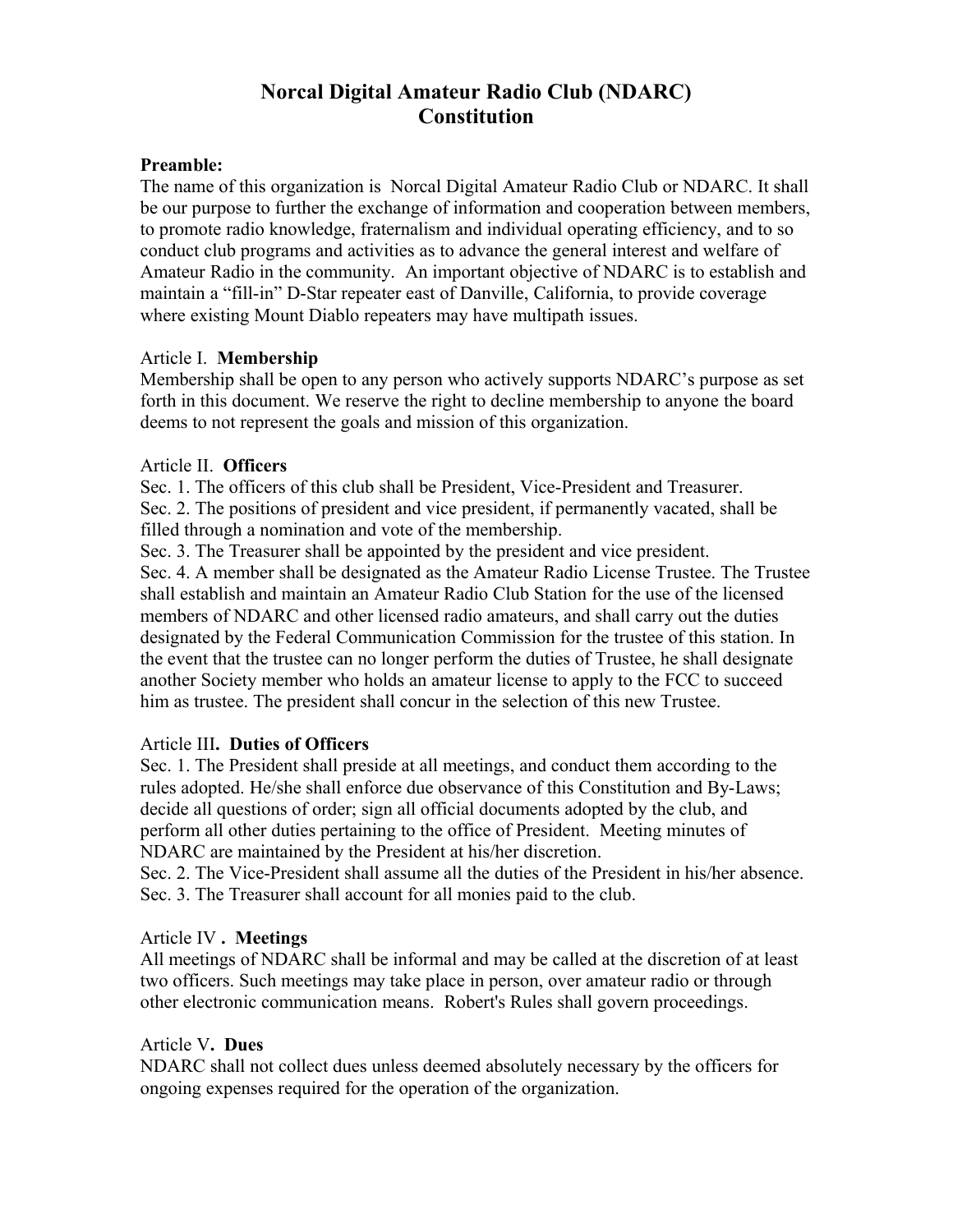# Norcal Digital Amateur Radio Club (NDARC) Constitution

**Preamble:**
The name of this organization is Norcal Digital Amateur Radio Club or NDARC. It shall be our purpose to further the exchange of information and cooperation between members, to promote radio knowledge, fraternalism and individual operating efficiency, and to so conduct club programs and activities as to advance the general interest and welfare of Amateur Radio in the community. An important objective of NDARC is to establish and maintain a "fill-in" D-Star repeater east of Danville, California, to provide coverage where existing Mount Diablo repeaters may have multipath issues.

Article I. **Membership**
Membership shall be open to any person who actively supports NDARC's purpose as set forth in this document. We reserve the right to decline membership to anyone the board deems to not represent the goals and mission of this organization.

Article II. **Officers**
Sec. 1. The officers of this club shall be President, Vice-President and Treasurer.
Sec. 2. The positions of president and vice president, if permanently vacated, shall be filled through a nomination and vote of the membership.
Sec. 3. The Treasurer shall be appointed by the president and vice president.
Sec. 4. A member shall be designated as the Amateur Radio License Trustee. The Trustee shall establish and maintain an Amateur Radio Club Station for the use of the licensed members of NDARC and other licensed radio amateurs, and shall carry out the duties designated by the Federal Communication Commission for the trustee of this station. In the event that the trustee can no longer perform the duties of Trustee, he shall designate another Society member who holds an amateur license to apply to the FCC to succeed him as trustee. The president shall concur in the selection of this new Trustee.

Article III**. Duties of Officers**
Sec. 1. The President shall preside at all meetings, and conduct them according to the rules adopted. He/she shall enforce due observance of this Constitution and By-Laws; decide all questions of order; sign all official documents adopted by the club, and perform all other duties pertaining to the office of President. Meeting minutes of NDARC are maintained by the President at his/her discretion.
Sec. 2. The Vice-President shall assume all the duties of the President in his/her absence.
Sec. 3. The Treasurer shall account for all monies paid to the club.

Article IV **. Meetings**
All meetings of NDARC shall be informal and may be called at the discretion of at least two officers. Such meetings may take place in person, over amateur radio or through other electronic communication means. Robert's Rules shall govern proceedings.

Article V**. Dues**
NDARC shall not collect dues unless deemed absolutely necessary by the officers for ongoing expenses required for the operation of the organization.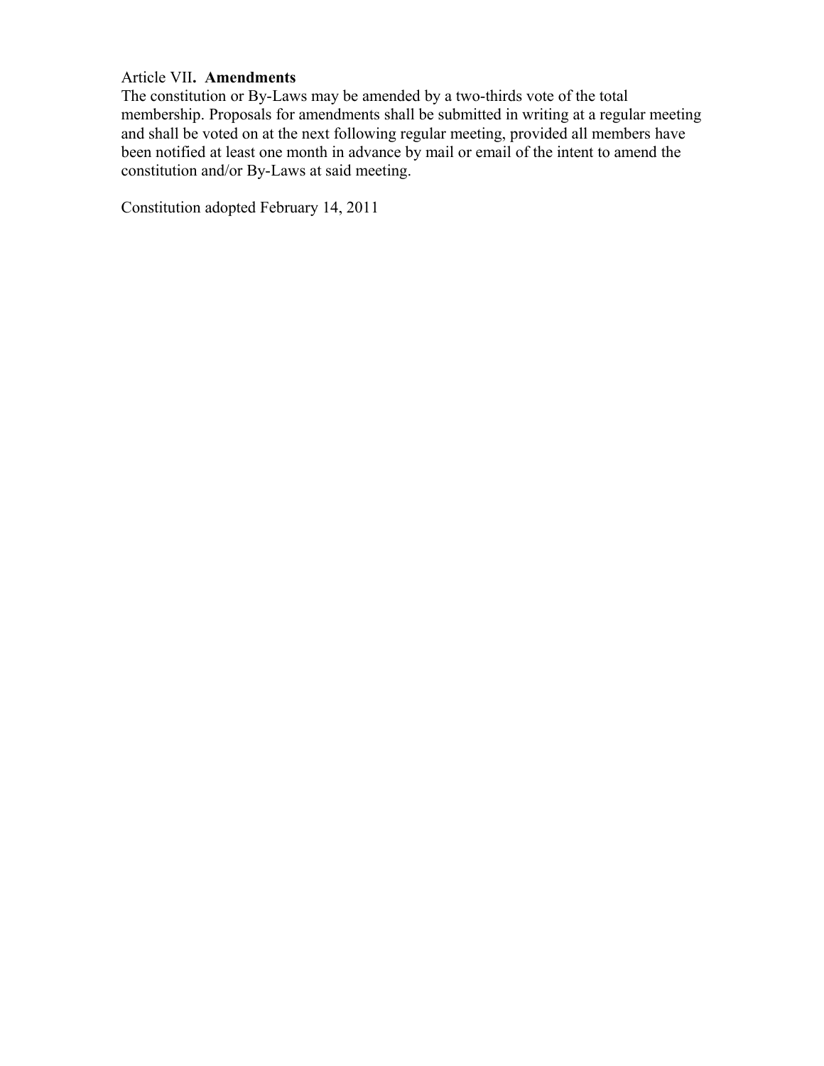Article VII**. Amendments**
The constitution or By-Laws may be amended by a two-thirds vote of the total membership. Proposals for amendments shall be submitted in writing at a regular meeting and shall be voted on at the next following regular meeting, provided all members have been notified at least one month in advance by mail or email of the intent to amend the constitution and/or By-Laws at said meeting.

Constitution adopted February 14, 2011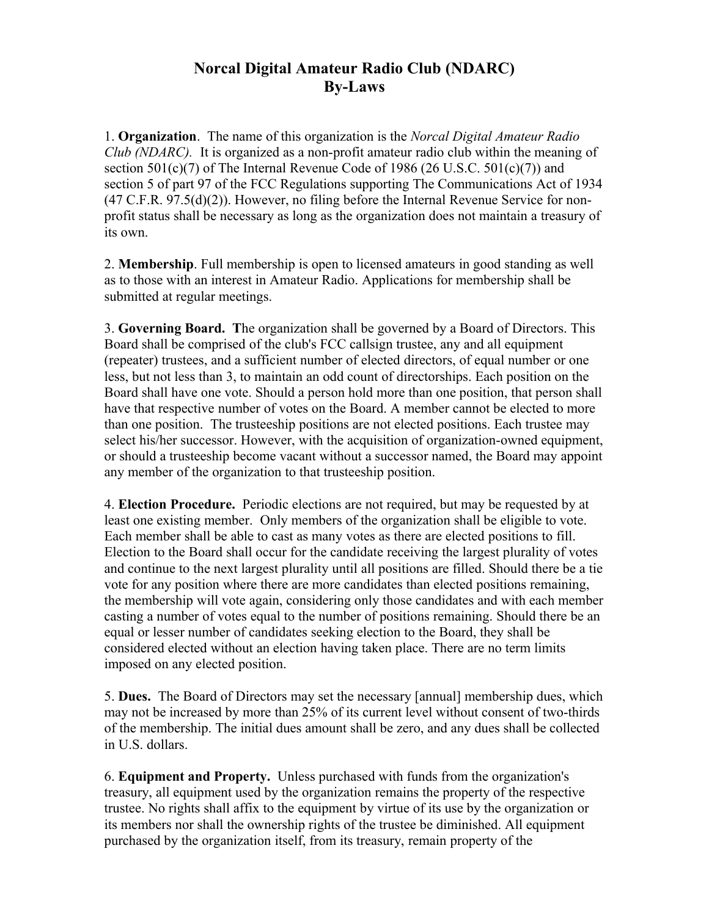# Norcal Digital Amateur Radio Club (NDARC)
# By-Laws

1. **Organization**. The name of this organization is the *Norcal Digital Amateur Radio Club (NDARC)*. It is organized as a non-profit amateur radio club within the meaning of section 501(c)(7) of The Internal Revenue Code of 1986 (26 U.S.C. 501(c)(7)) and section 5 of part 97 of the FCC Regulations supporting The Communications Act of 1934 (47 C.F.R. 97.5(d)(2)). However, no filing before the Internal Revenue Service for non-profit status shall be necessary as long as the organization does not maintain a treasury of its own.

2. **Membership**. Full membership is open to licensed amateurs in good standing as well as to those with an interest in Amateur Radio. Applications for membership shall be submitted at regular meetings.

3. **Governing Board. T**he organization shall be governed by a Board of Directors. This Board shall be comprised of the club's FCC callsign trustee, any and all equipment (repeater) trustees, and a sufficient number of elected directors, of equal number or one less, but not less than 3, to maintain an odd count of directorships. Each position on the Board shall have one vote. Should a person hold more than one position, that person shall have that respective number of votes on the Board. A member cannot be elected to more than one position. The trusteeship positions are not elected positions. Each trustee may select his/her successor. However, with the acquisition of organization-owned equipment, or should a trusteeship become vacant without a successor named, the Board may appoint any member of the organization to that trusteeship position.

4. **Election Procedure.** Periodic elections are not required, but may be requested by at least one existing member. Only members of the organization shall be eligible to vote. Each member shall be able to cast as many votes as there are elected positions to fill. Election to the Board shall occur for the candidate receiving the largest plurality of votes and continue to the next largest plurality until all positions are filled. Should there be a tie vote for any position where there are more candidates than elected positions remaining, the membership will vote again, considering only those candidates and with each member casting a number of votes equal to the number of positions remaining. Should there be an equal or lesser number of candidates seeking election to the Board, they shall be considered elected without an election having taken place. There are no term limits imposed on any elected position.

5. **Dues.** The Board of Directors may set the necessary [annual] membership dues, which may not be increased by more than 25% of its current level without consent of two-thirds of the membership. The initial dues amount shall be zero, and any dues shall be collected in U.S. dollars.

6. **Equipment and Property.** Unless purchased with funds from the organization's treasury, all equipment used by the organization remains the property of the respective trustee. No rights shall affix to the equipment by virtue of its use by the organization or its members nor shall the ownership rights of the trustee be diminished. All equipment purchased by the organization itself, from its treasury, remain property of the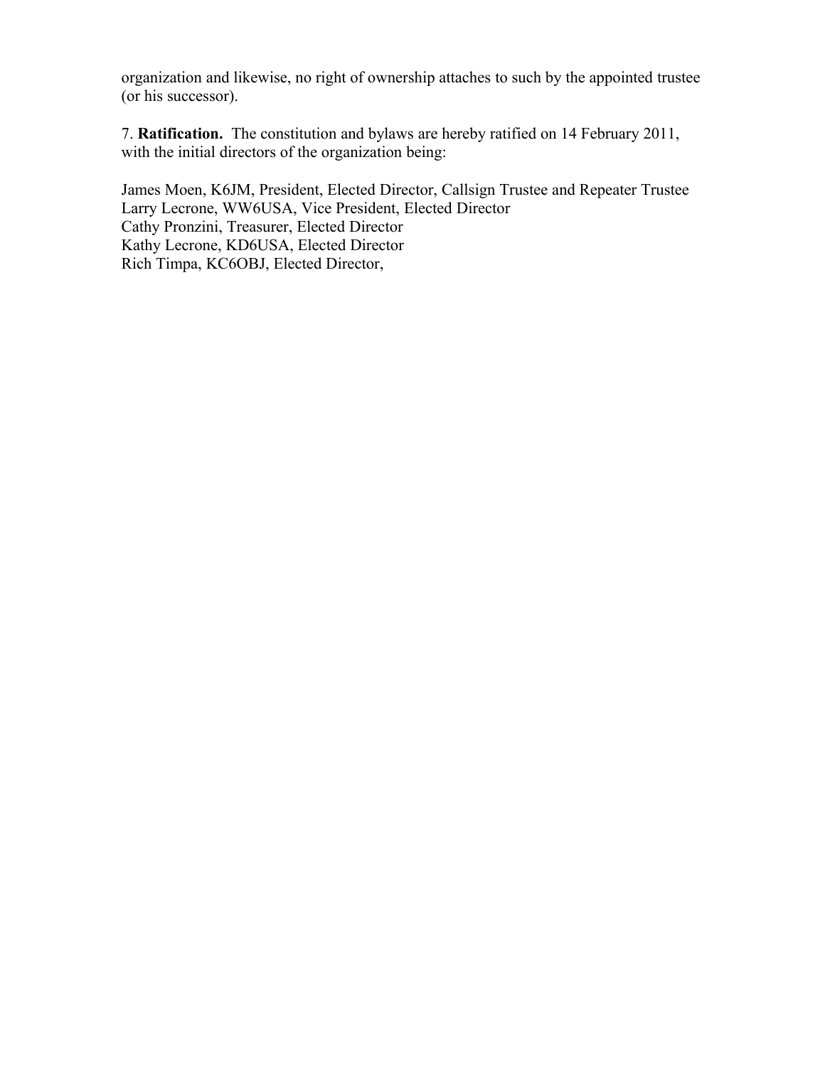organization and likewise, no right of ownership attaches to such by the appointed trustee (or his successor).

7. **Ratification.** The constitution and bylaws are hereby ratified on 14 February 2011, with the initial directors of the organization being:

James Moen, K6JM, President, Elected Director, Callsign Trustee and Repeater Trustee
Larry Lecrone, WW6USA, Vice President, Elected Director
Cathy Pronzini, Treasurer, Elected Director
Kathy Lecrone, KD6USA, Elected Director
Rich Timpa, KC6OBJ, Elected Director,